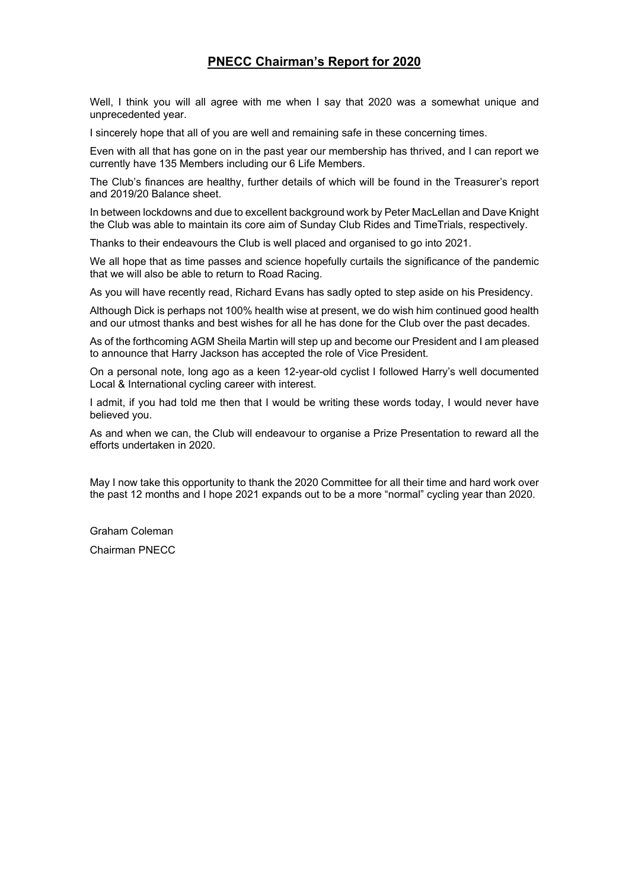# **PNECC Chairman's Report for 2020**

Well, I think you will all agree with me when I say that 2020 was a somewhat unique and unprecedented year.

I sincerely hope that all of you are well and remaining safe in these concerning times.

Even with all that has gone on in the past year our membership has thrived, and I can report we currently have 135 Members including our 6 Life Members.

The Club's finances are healthy, further details of which will be found in the Treasurer's report and 2019/20 Balance sheet.

In between lockdowns and due to excellent background work by Peter MacLellan and Dave Knight the Club was able to maintain its core aim of Sunday Club Rides and TimeTrials, respectively.

Thanks to their endeavours the Club is well placed and organised to go into 2021.

We all hope that as time passes and science hopefully curtails the significance of the pandemic that we will also be able to return to Road Racing.

As you will have recently read, Richard Evans has sadly opted to step aside on his Presidency.

Although Dick is perhaps not 100% health wise at present, we do wish him continued good health and our utmost thanks and best wishes for all he has done for the Club over the past decades.

As of the forthcoming AGM Sheila Martin will step up and become our President and I am pleased to announce that Harry Jackson has accepted the role of Vice President.

On a personal note, long ago as a keen 12-year-old cyclist I followed Harry's well documented Local & International cycling career with interest.

I admit, if you had told me then that I would be writing these words today, I would never have believed you.

As and when we can, the Club will endeavour to organise a Prize Presentation to reward all the efforts undertaken in 2020.

May I now take this opportunity to thank the 2020 Committee for all their time and hard work over the past 12 months and I hope 2021 expands out to be a more "normal" cycling year than 2020.

Graham Coleman

Chairman PNECC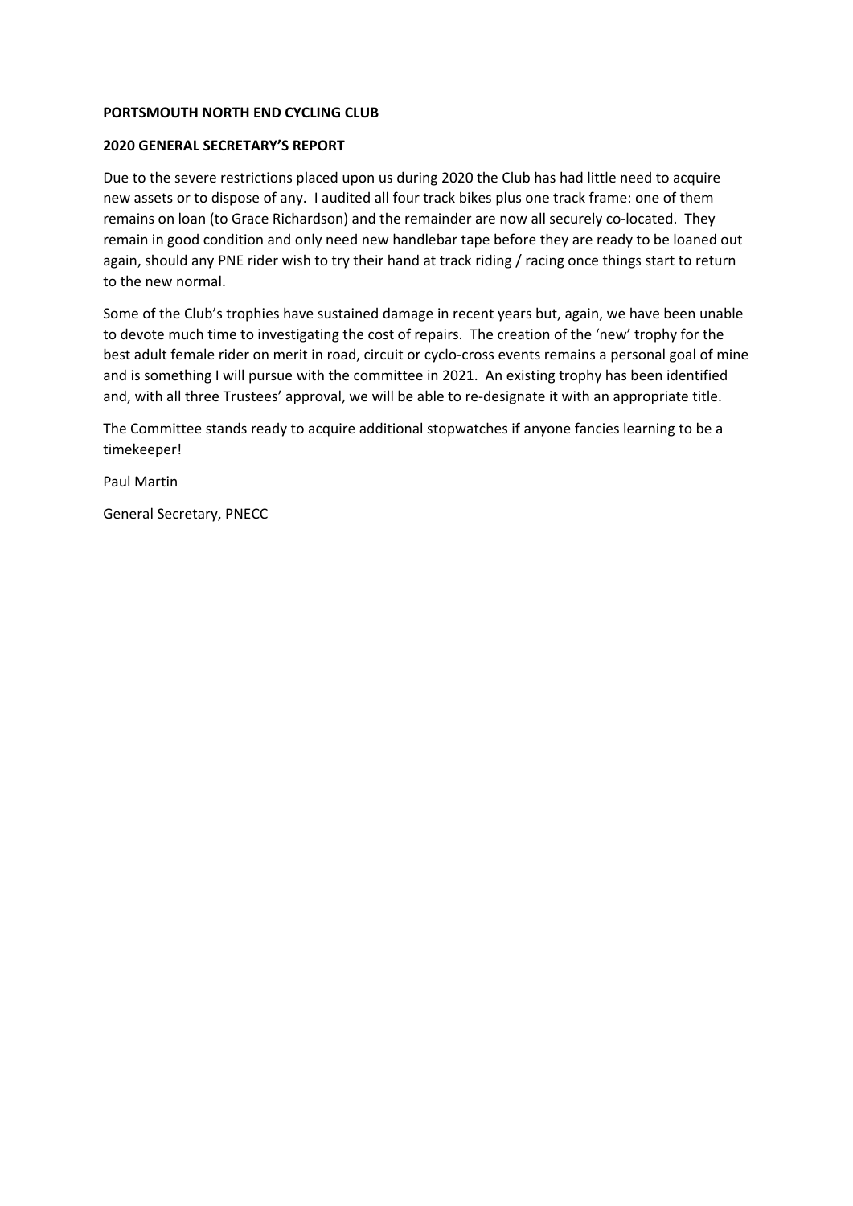**PORTSMOUTH NORTH END CYCLING CLUB**

**2020 GENERAL SECRETARY'S REPORT**

Due to the severe restrictions placed upon us during 2020 the Club has had little need to acquire new assets or to dispose of any. I audited all four track bikes plus one track frame: one of them remains on loan (to Grace Richardson) and the remainder are now all securely co-located. They remain in good condition and only need new handlebar tape before they are ready to be loaned out again, should any PNE rider wish to try their hand at track riding / racing once things start to return to the new normal.

Some of the Club's trophies have sustained damage in recent years but, again, we have been unable to devote much time to investigating the cost of repairs. The creation of the 'new' trophy for the best adult female rider on merit in road, circuit or cyclo-cross events remains a personal goal of mine and is something I will pursue with the committee in 2021. An existing trophy has been identified and, with all three Trustees' approval, we will be able to re-designate it with an appropriate title.

The Committee stands ready to acquire additional stopwatches if anyone fancies learning to be a timekeeper!

Paul Martin

General Secretary, PNECC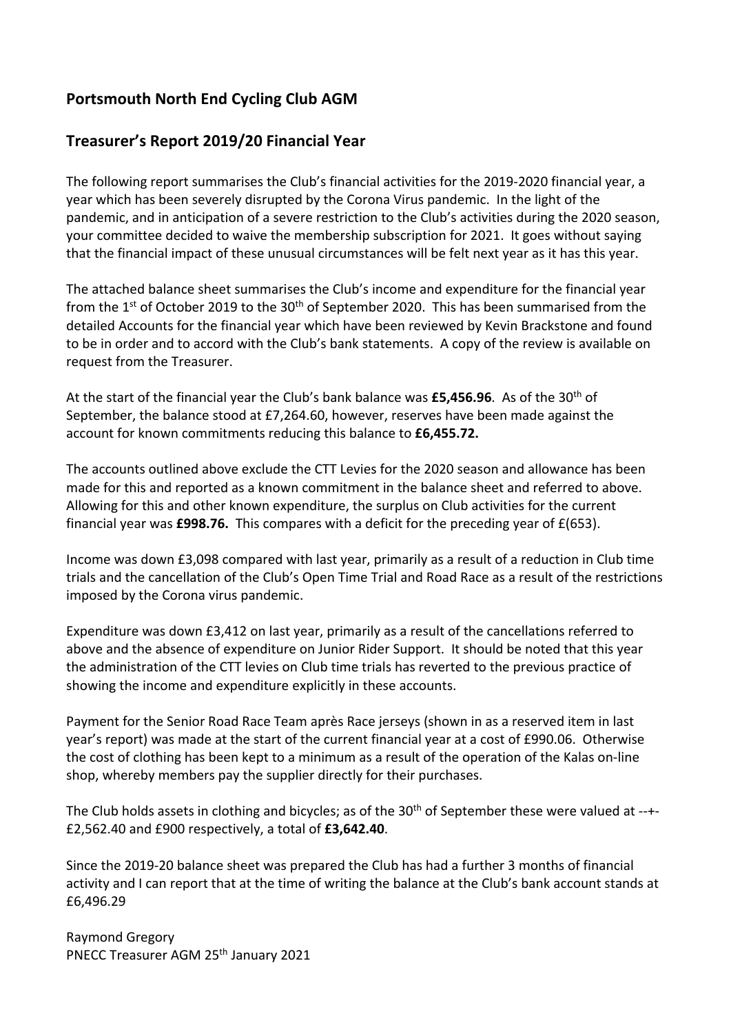## Portsmouth North End Cycling Club AGM

## Treasurer's Report 2019/20 Financial Year

The following report summarises the Club's financial activities for the 2019-2020 financial year, a year which has been severely disrupted by the Corona Virus pandemic. In the light of the pandemic, and in anticipation of a severe restriction to the Club's activities during the 2020 season, your committee decided to waive the membership subscription for 2021. It goes without saying that the financial impact of these unusual circumstances will be felt next year as it has this year.

The attached balance sheet summarises the Club's income and expenditure for the financial year from the 1st of October 2019 to the 30th of September 2020. This has been summarised from the detailed Accounts for the financial year which have been reviewed by Kevin Brackstone and found to be in order and to accord with the Club's bank statements. A copy of the review is available on request from the Treasurer.

At the start of the financial year the Club's bank balance was **£5,456.96**. As of the 30th of September, the balance stood at £7,264.60, however, reserves have been made against the account for known commitments reducing this balance to **£6,455.72.**

The accounts outlined above exclude the CTT Levies for the 2020 season and allowance has been made for this and reported as a known commitment in the balance sheet and referred to above. Allowing for this and other known expenditure, the surplus on Club activities for the current financial year was **£998.76.** This compares with a deficit for the preceding year of £(653).

Income was down £3,098 compared with last year, primarily as a result of a reduction in Club time trials and the cancellation of the Club's Open Time Trial and Road Race as a result of the restrictions imposed by the Corona virus pandemic.

Expenditure was down £3,412 on last year, primarily as a result of the cancellations referred to above and the absence of expenditure on Junior Rider Support. It should be noted that this year the administration of the CTT levies on Club time trials has reverted to the previous practice of showing the income and expenditure explicitly in these accounts.

Payment for the Senior Road Race Team après Race jerseys (shown in as a reserved item in last year's report) was made at the start of the current financial year at a cost of £990.06. Otherwise the cost of clothing has been kept to a minimum as a result of the operation of the Kalas on-line shop, whereby members pay the supplier directly for their purchases.

The Club holds assets in clothing and bicycles; as of the 30th of September these were valued at --+- £2,562.40 and £900 respectively, a total of **£3,642.40**.

Since the 2019-20 balance sheet was prepared the Club has had a further 3 months of financial activity and I can report that at the time of writing the balance at the Club's bank account stands at £6,496.29

Raymond Gregory
PNECC Treasurer AGM 25th January 2021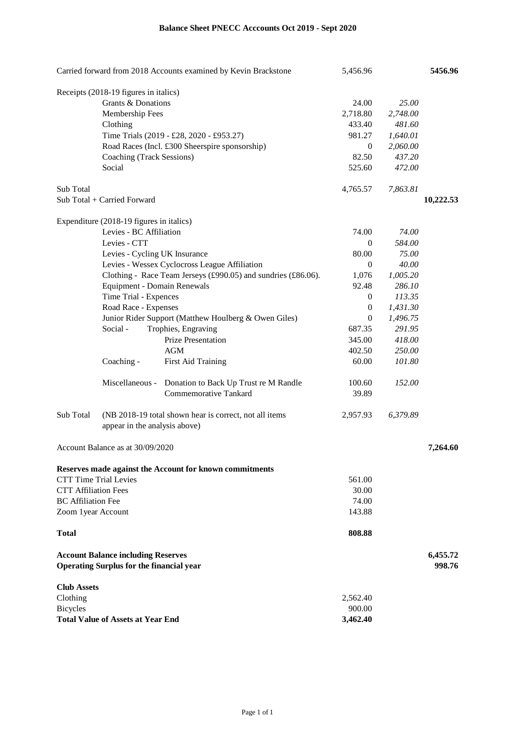# Balance Sheet PNECC Acccounts Oct 2019 - Sept 2020

| | | | |
|---|---|---|---|
| Carried forward from 2018 Accounts examined by Kevin Brackstone | 5,456.96 | | **5456.96** |
| Receipts (2018-19 figures in italics) | | | |
| Grants & Donations | 24.00 | *25.00* | |
| Membership Fees | 2,718.80 | *2,748.00* | |
| Clothing | 433.40 | *481.60* | |
| Time Trials (2019 - £28, 2020 - £953.27) | 981.27 | *1,640.01* | |
| Road Races (Incl. £300 Sheerspire sponsorship) | 0 | *2,060.00* | |
| Coaching (Track Sessions) | 82.50 | *437.20* | |
| Social | 525.60 | *472.00* | |
| Sub Total | 4,765.57 | *7,863.81* | |
| Sub Total + Carried Forward | | | **10,222.53** |
| Expenditure (2018-19 figures in italics) | | | |
| Levies - BC Affiliation | 74.00 | *74.00* | |
| Levies - CTT | 0 | *584.00* | |
| Levies - Cycling UK Insurance | 80.00 | *75.00* | |
| Levies - Wessex Cyclocross League Affiliation | 0 | *40.00* | |
| Clothing - Race Team Jerseys (£990.05) and sundries (£86.06). | 1,076 | *1,005.20* | |
| Equipment - Domain Renewals | 92.48 | *286.10* | |
| Time Trial - Expences | 0 | *113.35* | |
| Road Race - Expenses | 0 | *1,431.30* | |
| Junior Rider Support (Matthew Houlberg & Owen Giles) | 0 | *1,496.75* | |
| Social - Trophies, Engraving | 687.35 | *291.95* | |
| Prize Presentation | 345.00 | *418.00* | |
| AGM | 402.50 | *250.00* | |
| Coaching - First Aid Training | 60.00 | *101.80* | |
| Miscellaneous - Donation to Back Up Trust re M Randle | 100.60 | *152.00* | |
| Commemorative Tankard | 39.89 | | |
| Sub Total (NB 2018-19 total shown hear is correct, not all items appear in the analysis above) | 2,957.93 | *6,379.89* | |
| Account Balance as at 30/09/2020 | | | **7,264.60** |
| **Reserves made against the Account for known commitments** | | | |
| CTT Time Trial Levies | 561.00 | | |
| CTT Affiliation Fees | 30.00 | | |
| BC Affiliation Fee | 74.00 | | |
| Zoom 1year Account | 143.88 | | |
| **Total** | **808.88** | | |
| **Account Balance including Reserves** | | | **6,455.72** |
| **Operating Surplus for the financial year** | | | **998.76** |
| **Club Assets** | | | |
| Clothing | 2,562.40 | | |
| Bicycles | 900.00 | | |
| **Total Value of Assets at Year End** | **3,462.40** | | |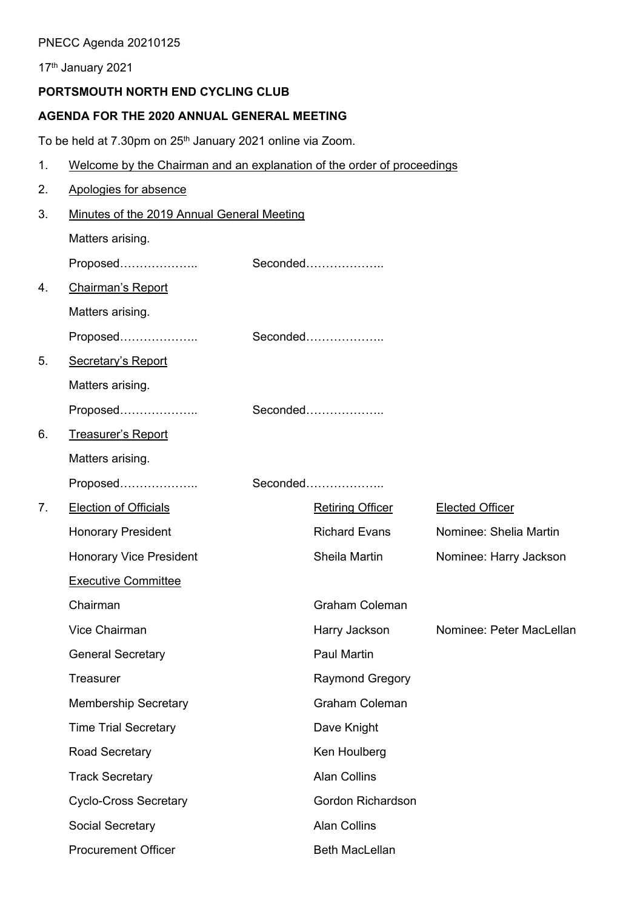PNECC Agenda 20210125

17th January 2021

**PORTSMOUTH NORTH END CYCLING CLUB**

**AGENDA FOR THE 2020 ANNUAL GENERAL MEETING**

To be held at 7.30pm on 25th January 2021 online via Zoom.

1. Welcome by the Chairman and an explanation of the order of proceedings

2. Apologies for absence

3. Minutes of the 2019 Annual General Meeting

   Matters arising.

   Proposed……………….. Seconded………………..

4. Chairman's Report

   Matters arising.

   Proposed……………….. Seconded………………..

5. Secretary's Report

   Matters arising.

   Proposed……………….. Seconded………………..

6. Treasurer's Report

   Matters arising.

   Proposed……………….. Seconded………………..

7. Election of Officials

| Election of Officials | Retiring Officer | Elected Officer |
| --- | --- | --- |
| Honorary President | Richard Evans | Nominee: Shelia Martin |
| Honorary Vice President | Sheila Martin | Nominee: Harry Jackson |
| Executive Committee | | |
| Chairman | Graham Coleman | |
| Vice Chairman | Harry Jackson | Nominee: Peter MacLellan |
| General Secretary | Paul Martin | |
| Treasurer | Raymond Gregory | |
| Membership Secretary | Graham Coleman | |
| Time Trial Secretary | Dave Knight | |
| Road Secretary | Ken Houlberg | |
| Track Secretary | Alan Collins | |
| Cyclo-Cross Secretary | Gordon Richardson | |
| Social Secretary | Alan Collins | |
| Procurement Officer | Beth MacLellan | |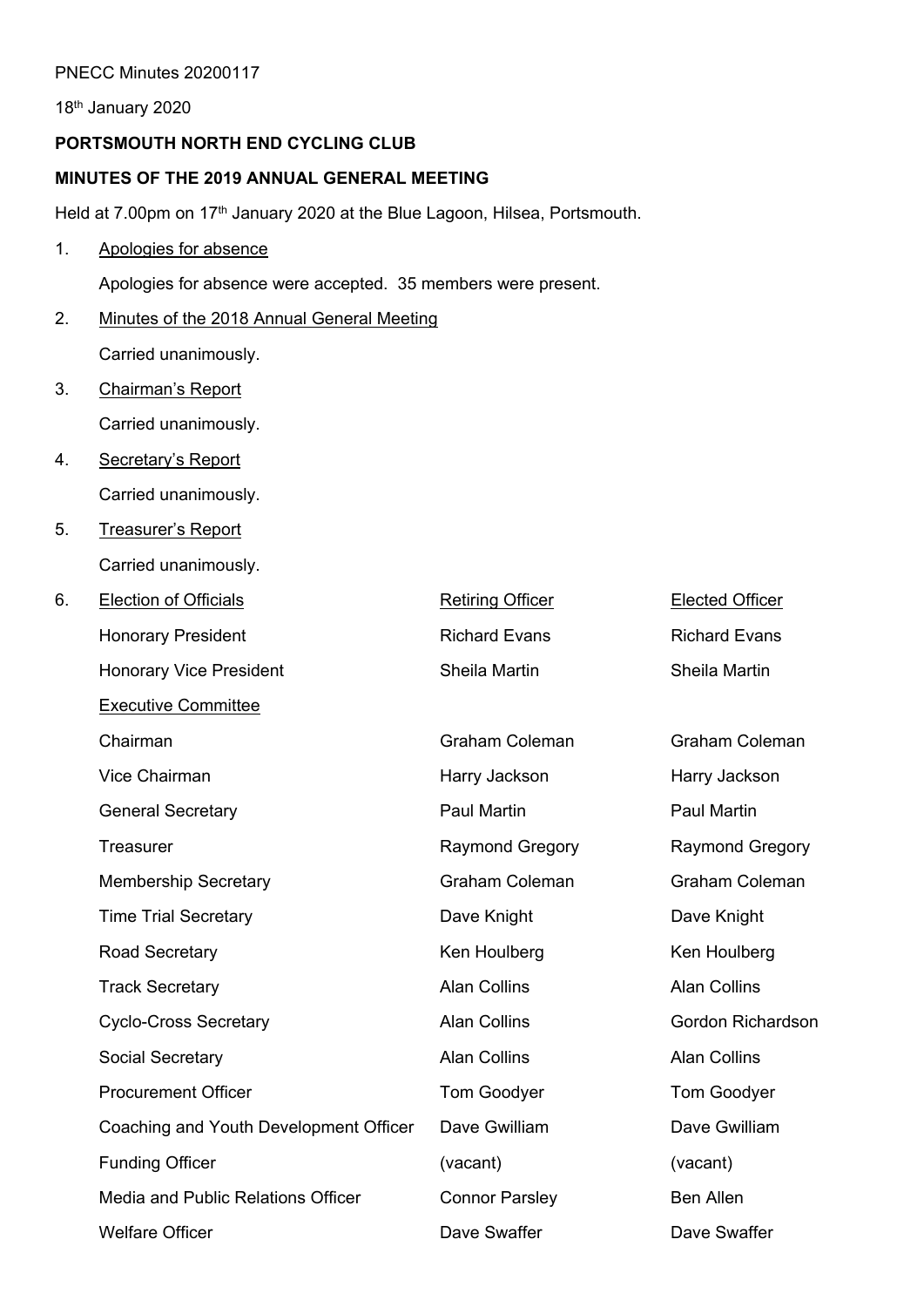PNECC Minutes 20200117

18th January 2020

**PORTSMOUTH NORTH END CYCLING CLUB**

**MINUTES OF THE 2019 ANNUAL GENERAL MEETING**

Held at 7.00pm on 17th January 2020 at the Blue Lagoon, Hilsea, Portsmouth.

1. Apologies for absence

   Apologies for absence were accepted. 35 members were present.

2. Minutes of the 2018 Annual General Meeting

   Carried unanimously.

3. Chairman's Report

   Carried unanimously.

4. Secretary's Report

   Carried unanimously.

5. Treasurer's Report

   Carried unanimously.

6. Election of Officials

| Election of Officials | Retiring Officer | Elected Officer |
|---|---|---|
| Honorary President | Richard Evans | Richard Evans |
| Honorary Vice President | Sheila Martin | Sheila Martin |
| Executive Committee | | |
| Chairman | Graham Coleman | Graham Coleman |
| Vice Chairman | Harry Jackson | Harry Jackson |
| General Secretary | Paul Martin | Paul Martin |
| Treasurer | Raymond Gregory | Raymond Gregory |
| Membership Secretary | Graham Coleman | Graham Coleman |
| Time Trial Secretary | Dave Knight | Dave Knight |
| Road Secretary | Ken Houlberg | Ken Houlberg |
| Track Secretary | Alan Collins | Alan Collins |
| Cyclo-Cross Secretary | Alan Collins | Gordon Richardson |
| Social Secretary | Alan Collins | Alan Collins |
| Procurement Officer | Tom Goodyer | Tom Goodyer |
| Coaching and Youth Development Officer | Dave Gwilliam | Dave Gwilliam |
| Funding Officer | (vacant) | (vacant) |
| Media and Public Relations Officer | Connor Parsley | Ben Allen |
| Welfare Officer | Dave Swaffer | Dave Swaffer |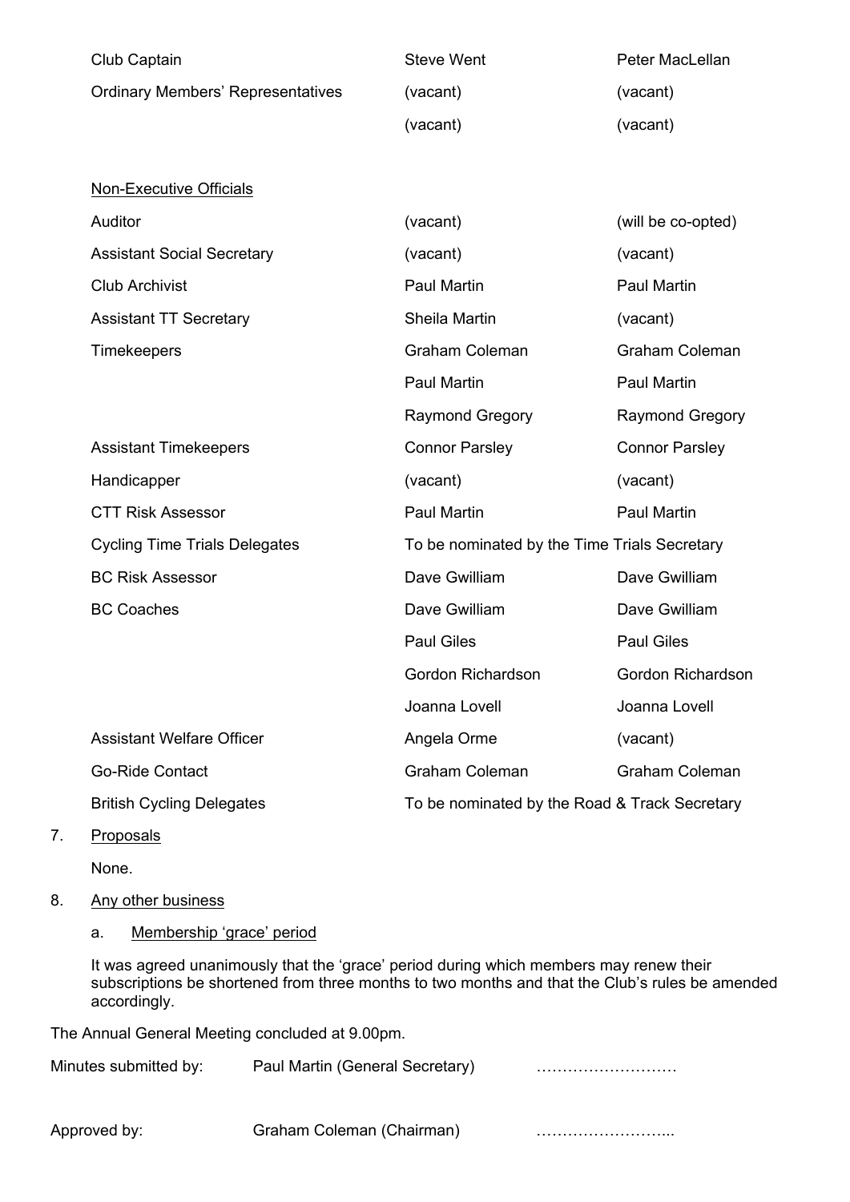| | | |
|---|---|---|
| Club Captain | Steve Went | Peter MacLellan |
| Ordinary Members' Representatives | (vacant) | (vacant) |
| | (vacant) | (vacant) |
| <u>Non-Executive Officials</u> | | |
| Auditor | (vacant) | (will be co-opted) |
| Assistant Social Secretary | (vacant) | (vacant) |
| Club Archivist | Paul Martin | Paul Martin |
| Assistant TT Secretary | Sheila Martin | (vacant) |
| Timekeepers | Graham Coleman | Graham Coleman |
| | Paul Martin | Paul Martin |
| | Raymond Gregory | Raymond Gregory |
| Assistant Timekeepers | Connor Parsley | Connor Parsley |
| Handicapper | (vacant) | (vacant) |
| CTT Risk Assessor | Paul Martin | Paul Martin |
| Cycling Time Trials Delegates | To be nominated by the Time Trials Secretary | |
| BC Risk Assessor | Dave Gwilliam | Dave Gwilliam |
| BC Coaches | Dave Gwilliam | Dave Gwilliam |
| | Paul Giles | Paul Giles |
| | Gordon Richardson | Gordon Richardson |
| | Joanna Lovell | Joanna Lovell |
| Assistant Welfare Officer | Angela Orme | (vacant) |
| Go-Ride Contact | Graham Coleman | Graham Coleman |
| British Cycling Delegates | To be nominated by the Road & Track Secretary | |

7. <u>Proposals</u>

   None.

8. <u>Any other business</u>

   a. <u>Membership 'grace' period</u>

   It was agreed unanimously that the 'grace' period during which members may renew their subscriptions be shortened from three months to two months and that the Club's rules be amended accordingly.

The Annual General Meeting concluded at 9.00pm.

Minutes submitted by: Paul Martin (General Secretary) ………………………

Approved by: Graham Coleman (Chairman) ……………………...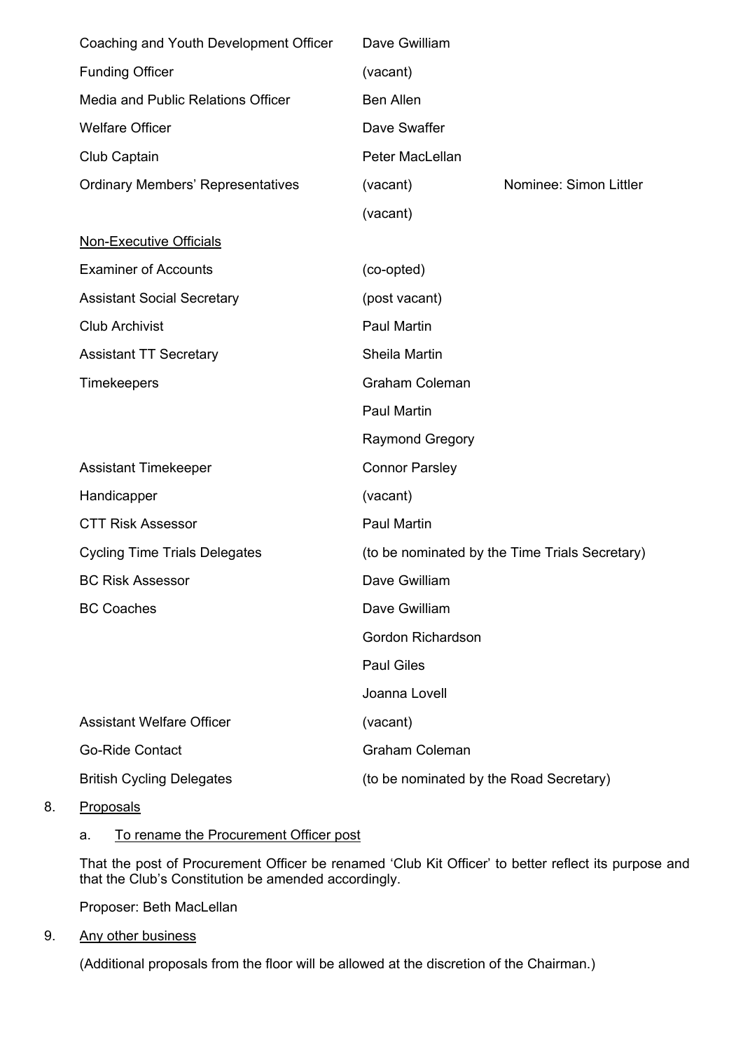| | | |
|---|---|---|
| Coaching and Youth Development Officer | Dave Gwilliam | |
| Funding Officer | (vacant) | |
| Media and Public Relations Officer | Ben Allen | |
| Welfare Officer | Dave Swaffer | |
| Club Captain | Peter MacLellan | |
| Ordinary Members' Representatives | (vacant) | Nominee: Simon Littler |
| | (vacant) | |

<u>Non-Executive Officials</u>

| | |
|---|---|
| Examiner of Accounts | (co-opted) |
| Assistant Social Secretary | (post vacant) |
| Club Archivist | Paul Martin |
| Assistant TT Secretary | Sheila Martin |
| Timekeepers | Graham Coleman |
| | Paul Martin |
| | Raymond Gregory |
| Assistant Timekeeper | Connor Parsley |
| Handicapper | (vacant) |
| CTT Risk Assessor | Paul Martin |
| Cycling Time Trials Delegates | (to be nominated by the Time Trials Secretary) |
| BC Risk Assessor | Dave Gwilliam |
| BC Coaches | Dave Gwilliam |
| | Gordon Richardson |
| | Paul Giles |
| | Joanna Lovell |
| Assistant Welfare Officer | (vacant) |
| Go-Ride Contact | Graham Coleman |
| British Cycling Delegates | (to be nominated by the Road Secretary) |

8. <u>Proposals</u>

   a. <u>To rename the Procurement Officer post</u>

   That the post of Procurement Officer be renamed 'Club Kit Officer' to better reflect its purpose and that the Club's Constitution be amended accordingly.

   Proposer: Beth MacLellan

9. <u>Any other business</u>

   (Additional proposals from the floor will be allowed at the discretion of the Chairman.)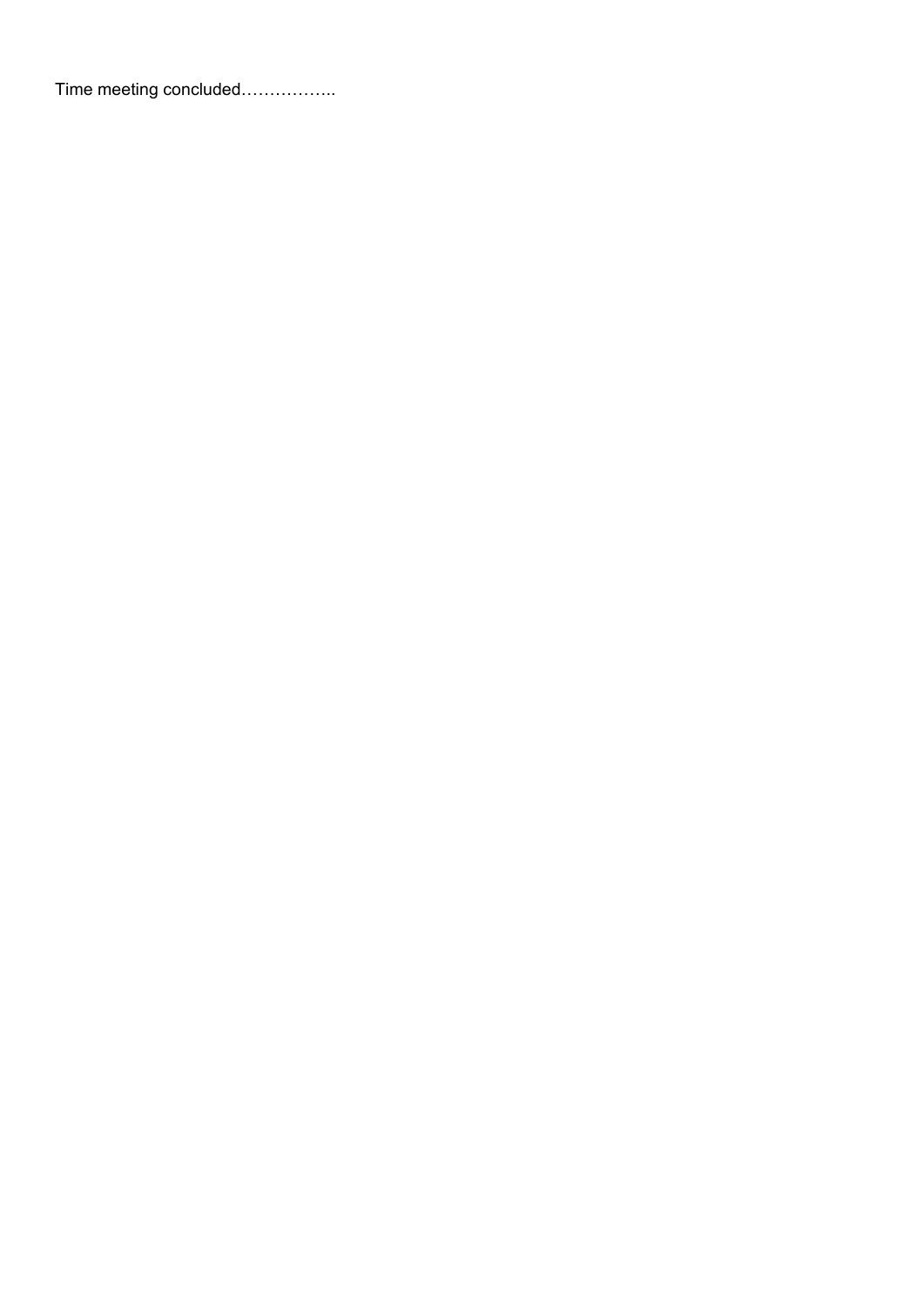Time meeting concluded……………..